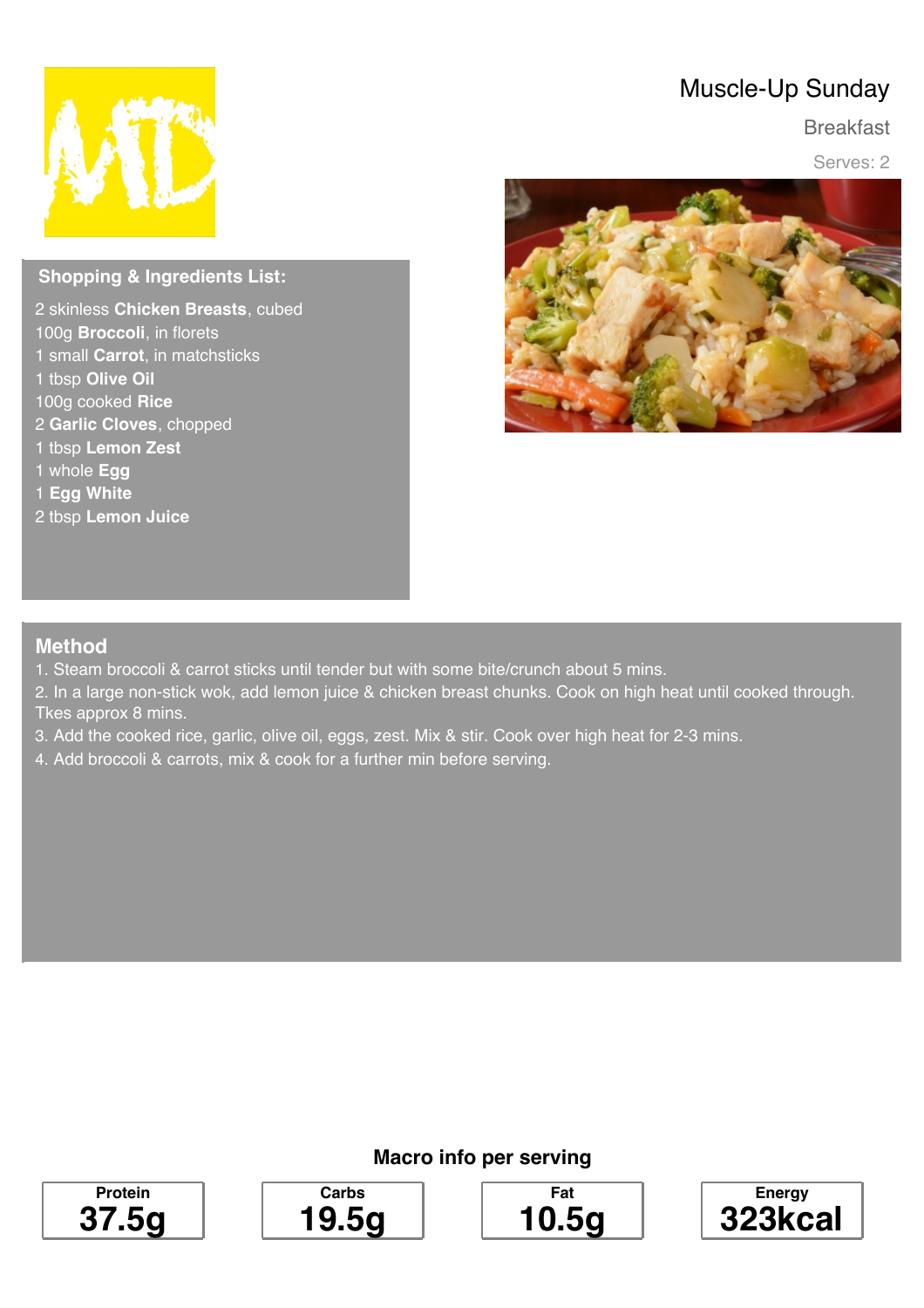# Muscle-Up Sunday

## Breakfast

Serves: 2

## Shopping & Ingredients List:

2 skinless **Chicken Breasts**, cubed
100g **Broccoli**, in florets
1 small **Carrot**, in matchsticks
1 tbsp **Olive Oil**
100g cooked **Rice**
2 **Garlic Cloves**, chopped
1 tbsp **Lemon Zest**
1 whole **Egg**
1 **Egg White**
2 tbsp **Lemon Juice**

## Method

1. Steam broccoli & carrot sticks until tender but with some bite/crunch about 5 mins.
2. In a large non-stick wok, add lemon juice & chicken breast chunks. Cook on high heat until cooked through. Tkes approx 8 mins.
3. Add the cooked rice, garlic, olive oil, eggs, zest. Mix & stir. Cook over high heat for 2-3 mins.
4. Add broccoli & carrots, mix & cook for a further min before serving.

**Macro info per serving**

| Protein | Carbs | Fat | Energy |
|---|---|---|---|
| 37.5g | 19.5g | 10.5g | 323kcal |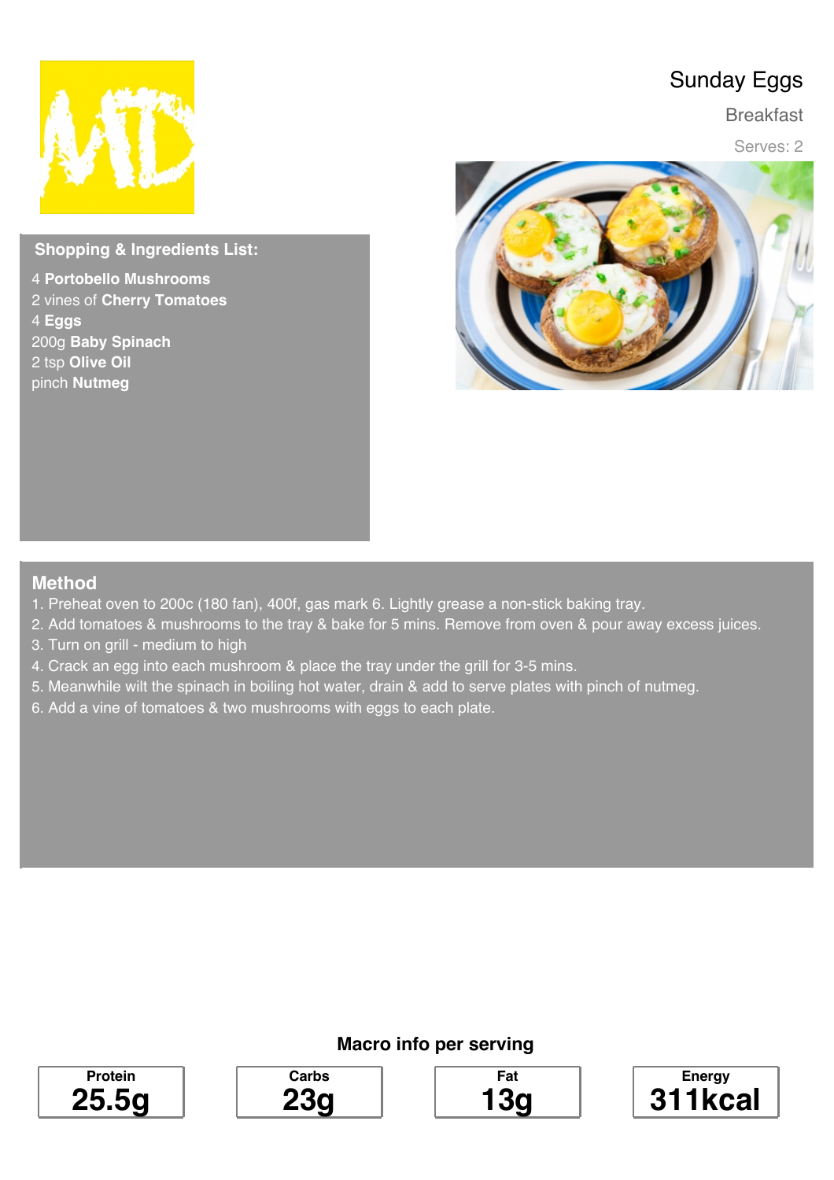# Sunday Eggs

Breakfast

Serves: 2

## Shopping & Ingredients List:

- 4 **Portobello Mushrooms**
- 2 vines of **Cherry Tomatoes**
- 4 **Eggs**
- 200g **Baby Spinach**
- 2 tsp **Olive Oil**
- pinch **Nutmeg**

## Method

1. Preheat oven to 200c (180 fan), 400f, gas mark 6. Lightly grease a non-stick baking tray.
2. Add tomatoes & mushrooms to the tray & bake for 5 mins. Remove from oven & pour away excess juices.
3. Turn on grill - medium to high
4. Crack an egg into each mushroom & place the tray under the grill for 3-5 mins.
5. Meanwhile wilt the spinach in boiling hot water, drain & add to serve plates with pinch of nutmeg.
6. Add a vine of tomatoes & two mushrooms with eggs to each plate.

**Macro info per serving**

| Protein | Carbs | Fat | Energy |
| --- | --- | --- | --- |
| **25.5g** | **23g** | **13g** | **311kcal** |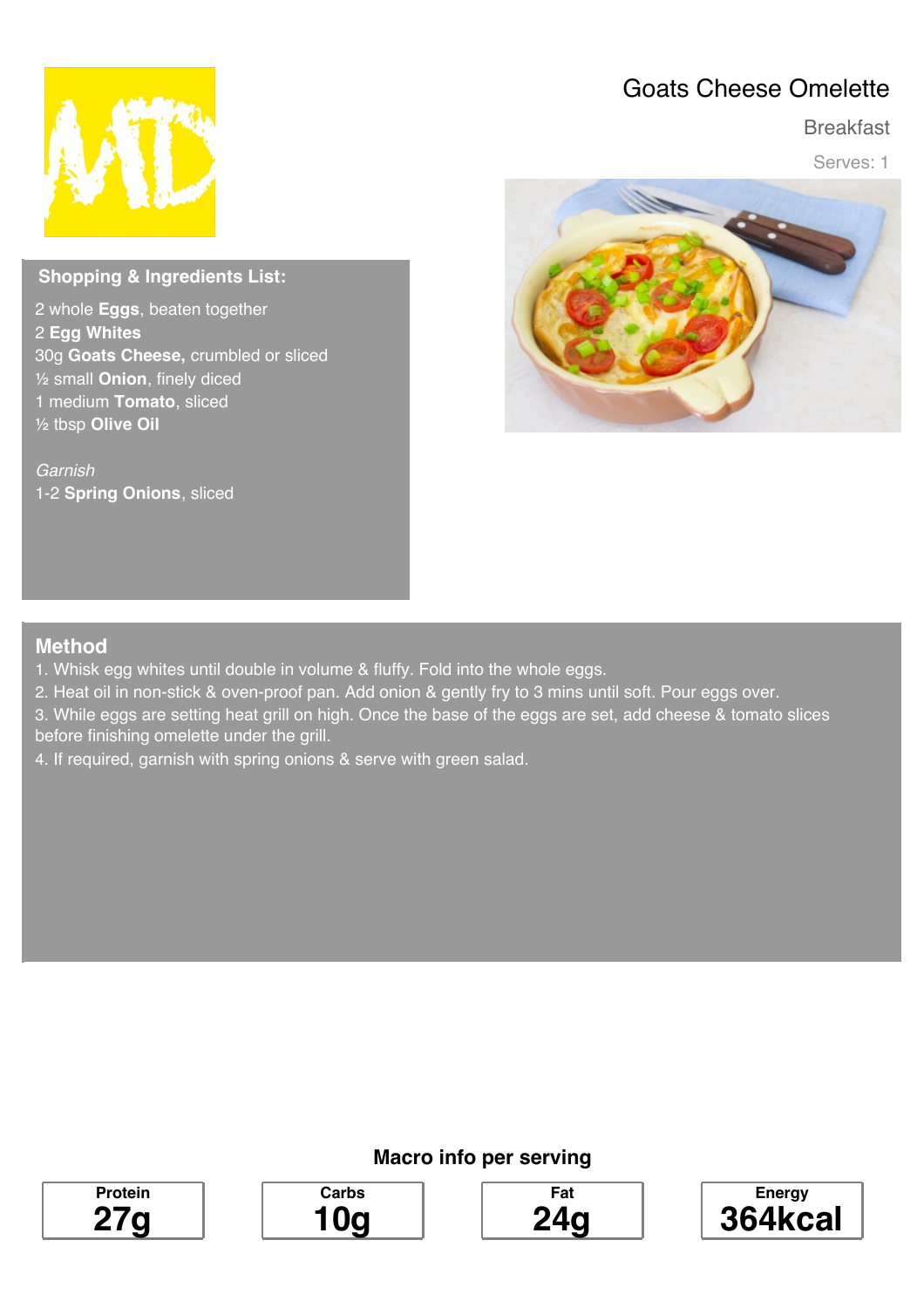# Goats Cheese Omelette

Breakfast

Serves: 1

## Shopping & Ingredients List:

2 whole **Eggs**, beaten together
2 **Egg Whites**
30g **Goats Cheese,** crumbled or sliced
½ small **Onion**, finely diced
1 medium **Tomato**, sliced
½ tbsp **Olive Oil**

*Garnish*
1-2 **Spring Onions**, sliced

## Method

1. Whisk egg whites until double in volume & fluffy. Fold into the whole eggs.
2. Heat oil in non-stick & oven-proof pan. Add onion & gently fry to 3 mins until soft. Pour eggs over.
3. While eggs are setting heat grill on high. Once the base of the eggs are set, add cheese & tomato slices before finishing omelette under the grill.
4. If required, garnish with spring onions & serve with green salad.

**Macro info per serving**

| Protein | Carbs | Fat | Energy |
|---|---|---|---|
| 27g | 10g | 24g | 364kcal |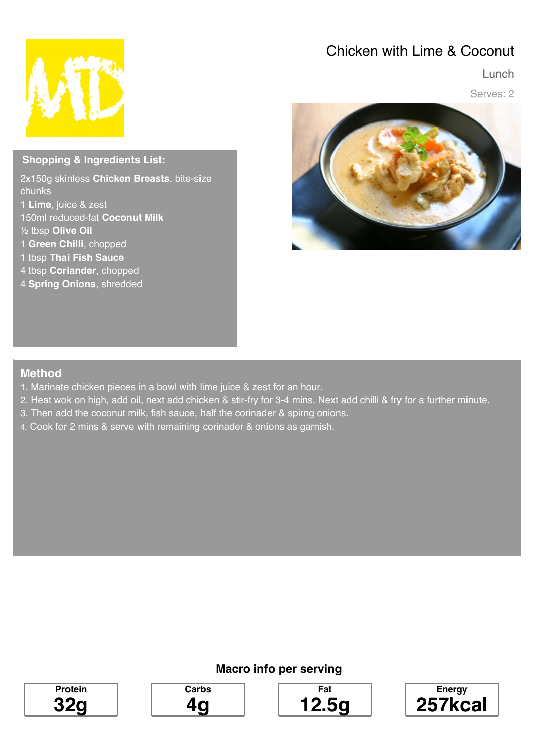# Chicken with Lime & Coconut

Lunch

Serves: 2

## Shopping & Ingredients List:

- 2x150g skinless **Chicken Breasts**, bite-size chunks
- 1 **Lime**, juice & zest
- 150ml reduced-fat **Coconut Milk**
- ½ tbsp **Olive Oil**
- 1 **Green Chilli**, chopped
- 1 tbsp **Thai Fish Sauce**
- 4 tbsp **Coriander**, chopped
- 4 **Spring Onions**, shredded

## Method

1. Marinate chicken pieces in a bowl with lime juice & zest for an hour.
2. Heat wok on high, add oil, next add chicken & stir-fry for 3-4 mins. Next add chilli & fry for a further minute.
3. Then add the coconut milk, fish sauce, half the corinader & spirng onions.
4. Cook for 2 mins & serve with remaining corinader & onions as garnish.

**Macro info per serving**

| Protein | Carbs | Fat | Energy |
| --- | --- | --- | --- |
| 32g | 4g | 12.5g | 257kcal |